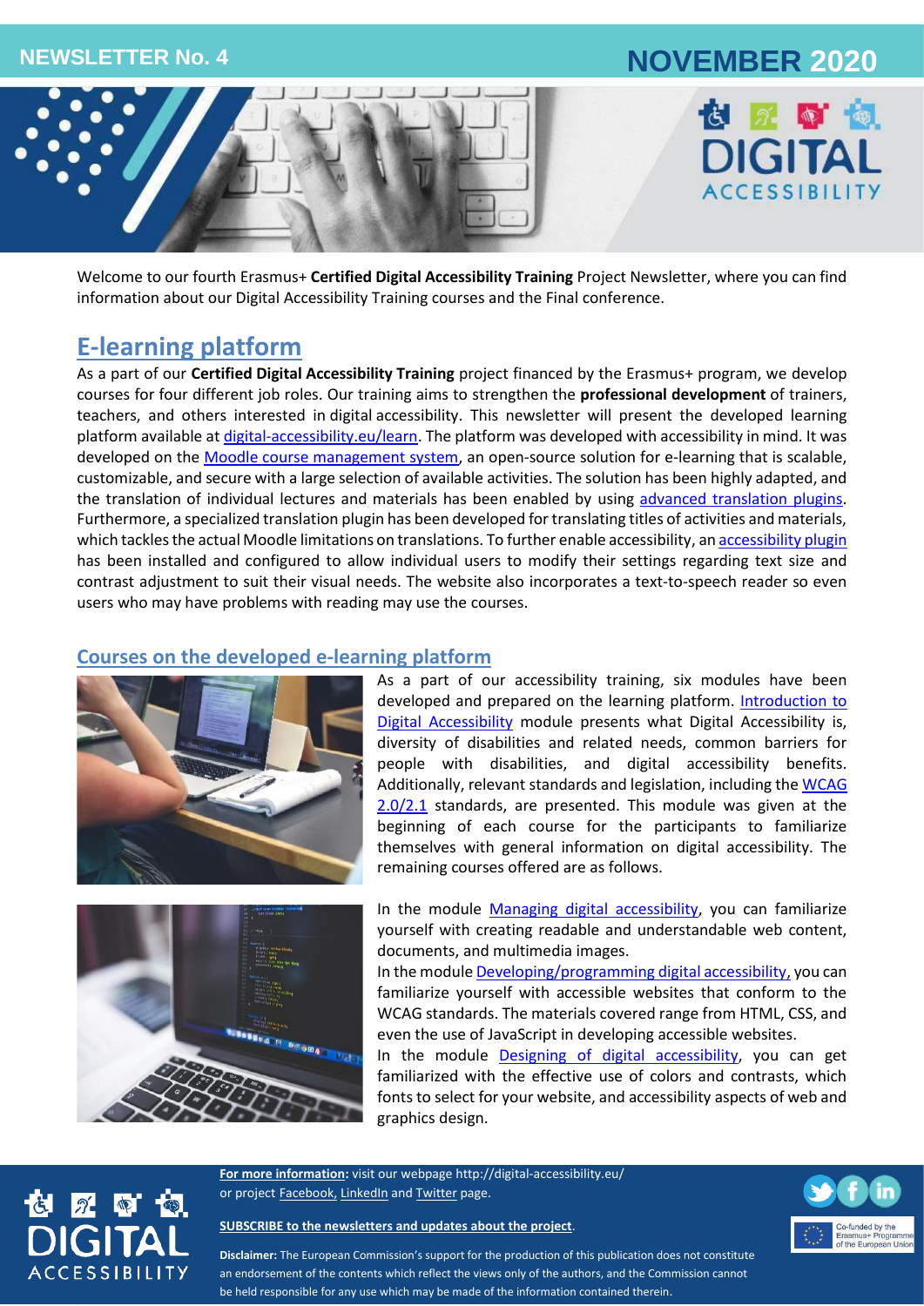NEWSLETTER No. 4

NOVEMBER 2020

Welcome to our fourth Erasmus+ **Certified Digital Accessibility Training** Project Newsletter, where you can find information about our Digital Accessibility Training courses and the Final conference.

## E-learning platform

As a part of our **Certified Digital Accessibility Training** project financed by the Erasmus+ program, we develop courses for four different job roles. Our training aims to strengthen the **professional development** of trainers, teachers, and others interested in digital accessibility. This newsletter will present the developed learning platform available at digital-accessibility.eu/learn. The platform was developed with accessibility in mind. It was developed on the Moodle course management system, an open-source solution for e-learning that is scalable, customizable, and secure with a large selection of available activities. The solution has been highly adapted, and the translation of individual lectures and materials has been enabled by using advanced translation plugins. Furthermore, a specialized translation plugin has been developed for translating titles of activities and materials, which tackles the actual Moodle limitations on translations. To further enable accessibility, an accessibility plugin has been installed and configured to allow individual users to modify their settings regarding text size and contrast adjustment to suit their visual needs. The website also incorporates a text-to-speech reader so even users who may have problems with reading may use the courses.

### Courses on the developed e-learning platform

As a part of our accessibility training, six modules have been developed and prepared on the learning platform. Introduction to Digital Accessibility module presents what Digital Accessibility is, diversity of disabilities and related needs, common barriers for people with disabilities, and digital accessibility benefits. Additionally, relevant standards and legislation, including the WCAG 2.0/2.1 standards, are presented. This module was given at the beginning of each course for the participants to familiarize themselves with general information on digital accessibility. The remaining courses offered are as follows.

In the module Managing digital accessibility, you can familiarize yourself with creating readable and understandable web content, documents, and multimedia images.

In the module Developing/programming digital accessibility, you can familiarize yourself with accessible websites that conform to the WCAG standards. The materials covered range from HTML, CSS, and even the use of JavaScript in developing accessible websites.

In the module Designing of digital accessibility, you can get familiarized with the effective use of colors and contrasts, which fonts to select for your website, and accessibility aspects of web and graphics design.

**For more information:** visit our webpage http://digital-accessibility.eu/ or project Facebook, LinkedIn and Twitter page.

**SUBSCRIBE to the newsletters and updates about the project.**

**Disclaimer:** The European Commission's support for the production of this publication does not constitute an endorsement of the contents which reflect the views only of the authors, and the Commission cannot be held responsible for any use which may be made of the information contained therein.

Co-funded by the Erasmus+ Programme of the European Union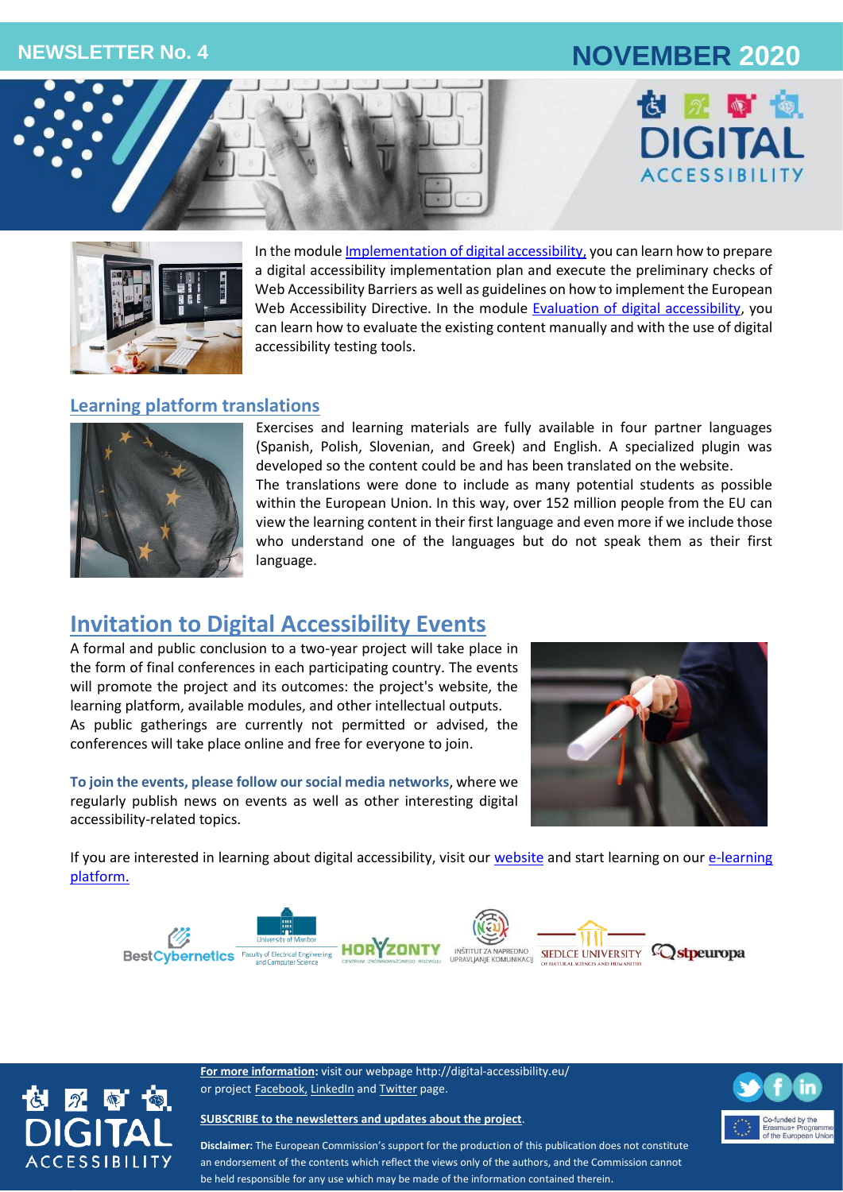# NEWSLETTER No. 4

# NOVEMBER 2020

In the module Implementation of digital accessibility, you can learn how to prepare a digital accessibility implementation plan and execute the preliminary checks of Web Accessibility Barriers as well as guidelines on how to implement the European Web Accessibility Directive. In the module Evaluation of digital accessibility, you can learn how to evaluate the existing content manually and with the use of digital accessibility testing tools.

## Learning platform translations

Exercises and learning materials are fully available in four partner languages (Spanish, Polish, Slovenian, and Greek) and English. A specialized plugin was developed so the content could be and has been translated on the website.

The translations were done to include as many potential students as possible within the European Union. In this way, over 152 million people from the EU can view the learning content in their first language and even more if we include those who understand one of the languages but do not speak them as their first language.

## Invitation to Digital Accessibility Events

A formal and public conclusion to a two-year project will take place in the form of final conferences in each participating country. The events will promote the project and its outcomes: the project's website, the learning platform, available modules, and other intellectual outputs.

As public gatherings are currently not permitted or advised, the conferences will take place online and free for everyone to join.

**To join the events, please follow our social media networks**, where we regularly publish news on events as well as other interesting digital accessibility-related topics.

If you are interested in learning about digital accessibility, visit our website and start learning on our e-learning platform.

**For more information:** visit our webpage http://digital-accessibility.eu/ or project Facebook, LinkedIn and Twitter page.

**SUBSCRIBE to the newsletters and updates about the project.**

**Disclaimer:** The European Commission's support for the production of this publication does not constitute an endorsement of the contents which reflect the views only of the authors, and the Commission cannot be held responsible for any use which may be made of the information contained therein.

Co-funded by the Erasmus+ Programme of the European Union